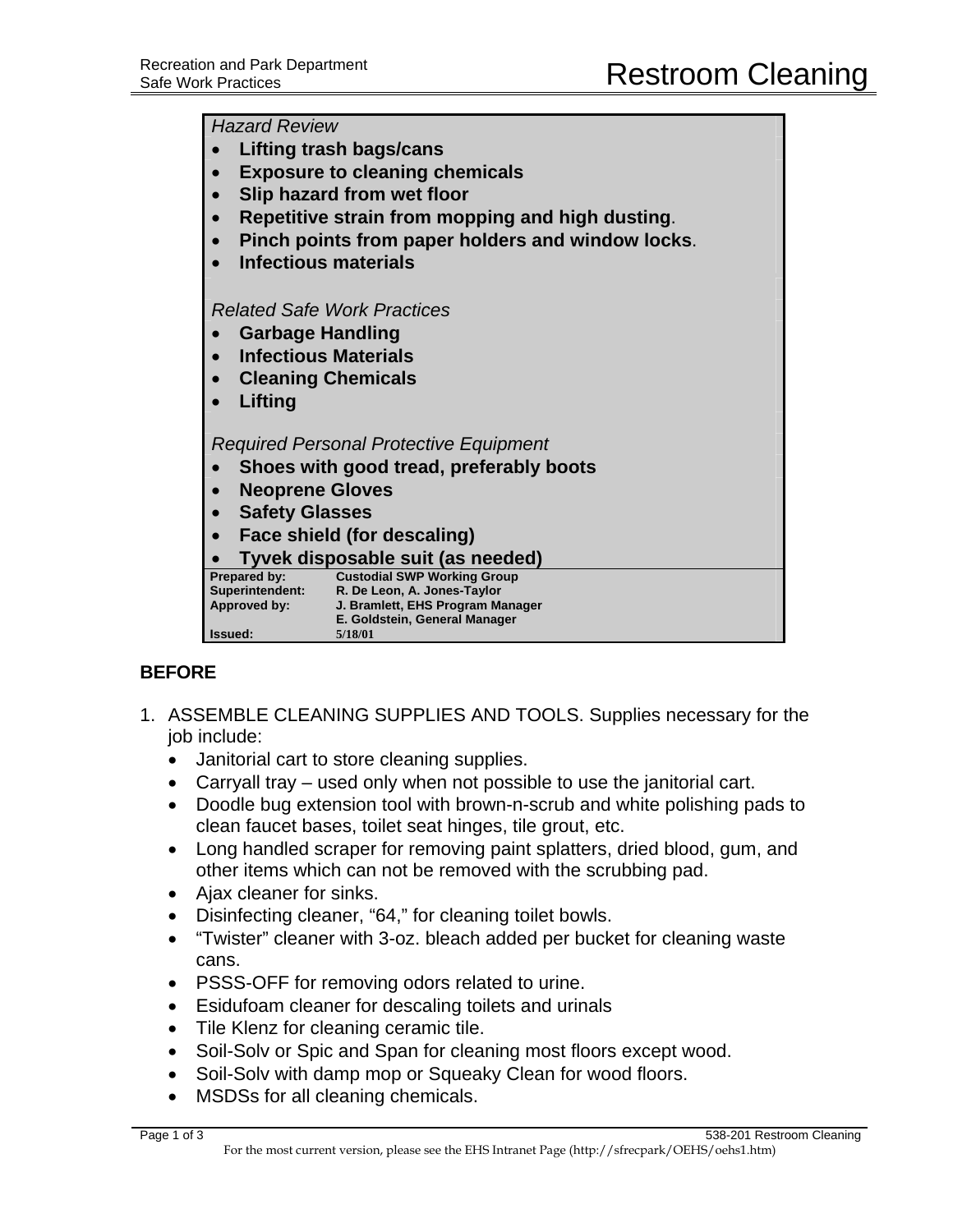Recreation and Park Department
Safe Work Practices

# Restroom Cleaning

*Hazard Review*

- **Lifting trash bags/cans**
- **Exposure to cleaning chemicals**
- **Slip hazard from wet floor**
- **Repetitive strain from mopping and high dusting**.
- **Pinch points from paper holders and window locks**.
- **Infectious materials**

*Related Safe Work Practices*

- **Garbage Handling**
- **Infectious Materials**
- **Cleaning Chemicals**
- **Lifting**

*Required Personal Protective Equipment*

- **Shoes with good tread, preferably boots**
- **Neoprene Gloves**
- **Safety Glasses**
- **Face shield (for descaling)**
- **Tyvek disposable suit (as needed)**

| | |
|---|---|
| **Prepared by:** | **Custodial SWP Working Group** |
| **Superintendent:** | **R. De Leon, A. Jones-Taylor** |
| **Approved by:** | **J. Bramlett, EHS Program Manager** |
| | **E. Goldstein, General Manager** |
| **Issued:** | **5/18/01** |

## BEFORE

1. ASSEMBLE CLEANING SUPPLIES AND TOOLS. Supplies necessary for the job include:
   - Janitorial cart to store cleaning supplies.
   - Carryall tray – used only when not possible to use the janitorial cart.
   - Doodle bug extension tool with brown-n-scrub and white polishing pads to clean faucet bases, toilet seat hinges, tile grout, etc.
   - Long handled scraper for removing paint splatters, dried blood, gum, and other items which can not be removed with the scrubbing pad.
   - Ajax cleaner for sinks.
   - Disinfecting cleaner, "64," for cleaning toilet bowls.
   - "Twister" cleaner with 3-oz. bleach added per bucket for cleaning waste cans.
   - PSSS-OFF for removing odors related to urine.
   - Esidufoam cleaner for descaling toilets and urinals
   - Tile Klenz for cleaning ceramic tile.
   - Soil-Solv or Spic and Span for cleaning most floors except wood.
   - Soil-Solv with damp mop or Squeaky Clean for wood floors.
   - MSDSs for all cleaning chemicals.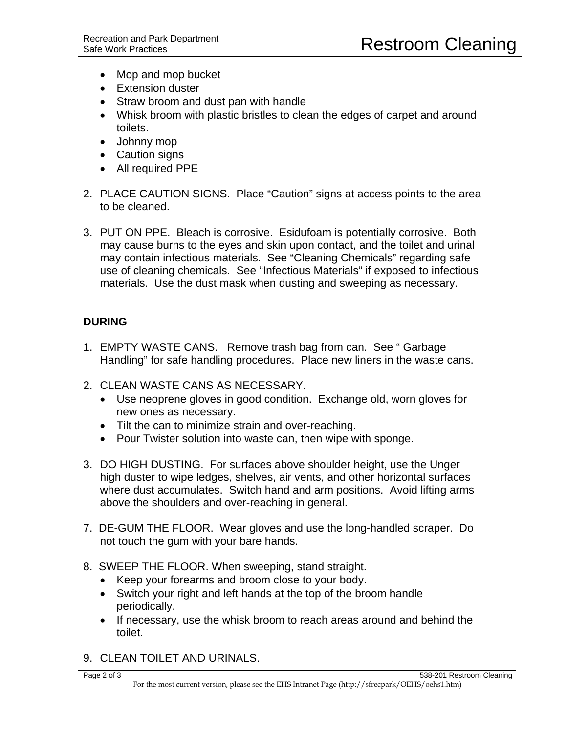- Mop and mop bucket
- Extension duster
- Straw broom and dust pan with handle
- Whisk broom with plastic bristles to clean the edges of carpet and around toilets.
- Johnny mop
- Caution signs
- All required PPE

2. PLACE CAUTION SIGNS. Place “Caution” signs at access points to the area to be cleaned.

3. PUT ON PPE. Bleach is corrosive. Esidufoam is potentially corrosive. Both may cause burns to the eyes and skin upon contact, and the toilet and urinal may contain infectious materials. See “Cleaning Chemicals” regarding safe use of cleaning chemicals. See “Infectious Materials” if exposed to infectious materials. Use the dust mask when dusting and sweeping as necessary.

**DURING**

1. EMPTY WASTE CANS. Remove trash bag from can. See “ Garbage Handling” for safe handling procedures. Place new liners in the waste cans.

2. CLEAN WASTE CANS AS NECESSARY.
   - Use neoprene gloves in good condition. Exchange old, worn gloves for new ones as necessary.
   - Tilt the can to minimize strain and over-reaching.
   - Pour Twister solution into waste can, then wipe with sponge.

3. DO HIGH DUSTING. For surfaces above shoulder height, use the Unger high duster to wipe ledges, shelves, air vents, and other horizontal surfaces where dust accumulates. Switch hand and arm positions. Avoid lifting arms above the shoulders and over-reaching in general.

7. DE-GUM THE FLOOR. Wear gloves and use the long-handled scraper. Do not touch the gum with your bare hands.

8. SWEEP THE FLOOR. When sweeping, stand straight.
   - Keep your forearms and broom close to your body.
   - Switch your right and left hands at the top of the broom handle periodically.
   - If necessary, use the whisk broom to reach areas around and behind the toilet.

9. CLEAN TOILET AND URINALS.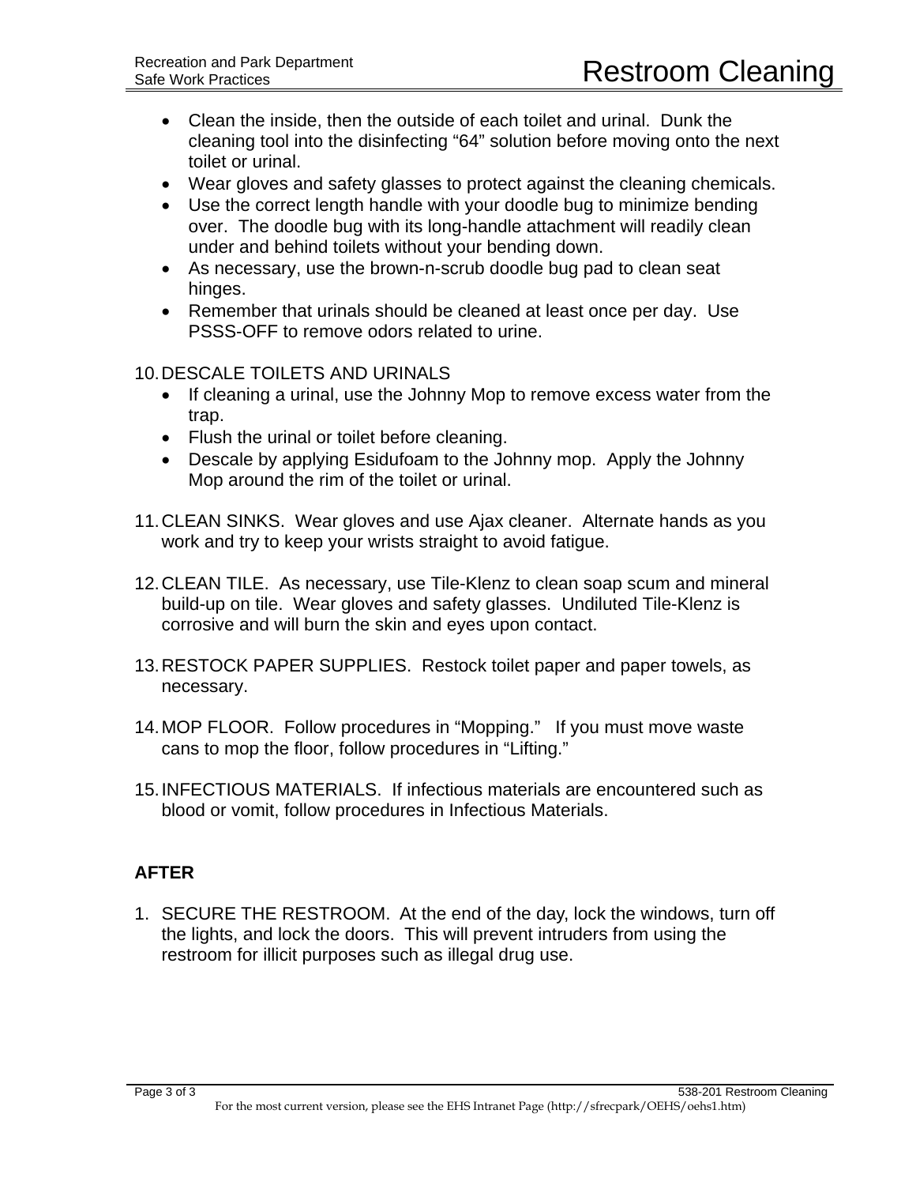- Clean the inside, then the outside of each toilet and urinal. Dunk the cleaning tool into the disinfecting "64" solution before moving onto the next toilet or urinal.
- Wear gloves and safety glasses to protect against the cleaning chemicals.
- Use the correct length handle with your doodle bug to minimize bending over. The doodle bug with its long-handle attachment will readily clean under and behind toilets without your bending down.
- As necessary, use the brown-n-scrub doodle bug pad to clean seat hinges.
- Remember that urinals should be cleaned at least once per day. Use PSSS-OFF to remove odors related to urine.

10. DESCALE TOILETS AND URINALS
    - If cleaning a urinal, use the Johnny Mop to remove excess water from the trap.
    - Flush the urinal or toilet before cleaning.
    - Descale by applying Esidufoam to the Johnny mop. Apply the Johnny Mop around the rim of the toilet or urinal.

11. CLEAN SINKS. Wear gloves and use Ajax cleaner. Alternate hands as you work and try to keep your wrists straight to avoid fatigue.

12. CLEAN TILE. As necessary, use Tile-Klenz to clean soap scum and mineral build-up on tile. Wear gloves and safety glasses. Undiluted Tile-Klenz is corrosive and will burn the skin and eyes upon contact.

13. RESTOCK PAPER SUPPLIES. Restock toilet paper and paper towels, as necessary.

14. MOP FLOOR. Follow procedures in "Mopping." If you must move waste cans to mop the floor, follow procedures in "Lifting."

15. INFECTIOUS MATERIALS. If infectious materials are encountered such as blood or vomit, follow procedures in Infectious Materials.

**AFTER**

1. SECURE THE RESTROOM. At the end of the day, lock the windows, turn off the lights, and lock the doors. This will prevent intruders from using the restroom for illicit purposes such as illegal drug use.